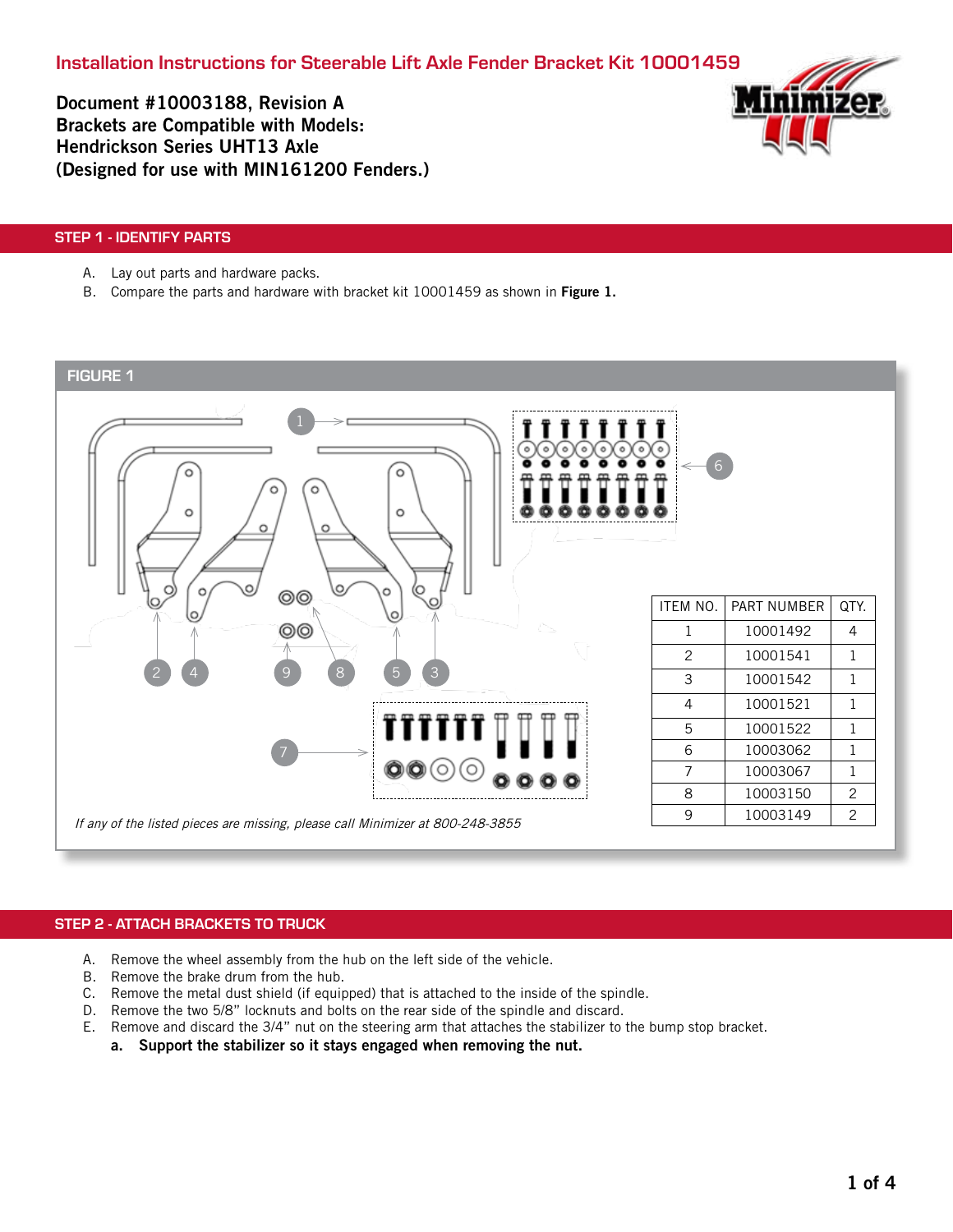# Installation Instructions for Steerable Lift Axle Fender Bracket Kit 10001459

**Document #10003188, Revision A**
**Brackets are Compatible with Models:**
**Hendrickson Series UHT13 Axle**
**(Designed for use with MIN161200 Fenders.)**

## STEP 1 - IDENTIFY PARTS

A. Lay out parts and hardware packs.
B. Compare the parts and hardware with bracket kit 10001459 as shown in **Figure 1.**

### FIGURE 1

| ITEM NO. | PART NUMBER | QTY. |
|---|---|---|
| 1 | 10001492 | 4 |
| 2 | 10001541 | 1 |
| 3 | 10001542 | 1 |
| 4 | 10001521 | 1 |
| 5 | 10001522 | 1 |
| 6 | 10003062 | 1 |
| 7 | 10003067 | 1 |
| 8 | 10003150 | 2 |
| 9 | 10003149 | 2 |

*If any of the listed pieces are missing, please call Minimizer at 800-248-3855*

## STEP 2 - ATTACH BRACKETS TO TRUCK

A. Remove the wheel assembly from the hub on the left side of the vehicle.
B. Remove the brake drum from the hub.
C. Remove the metal dust shield (if equipped) that is attached to the inside of the spindle.
D. Remove the two 5/8" locknuts and bolts on the rear side of the spindle and discard.
E. Remove and discard the 3/4" nut on the steering arm that attaches the stabilizer to the bump stop bracket.
   **a. Support the stabilizer so it stays engaged when removing the nut.**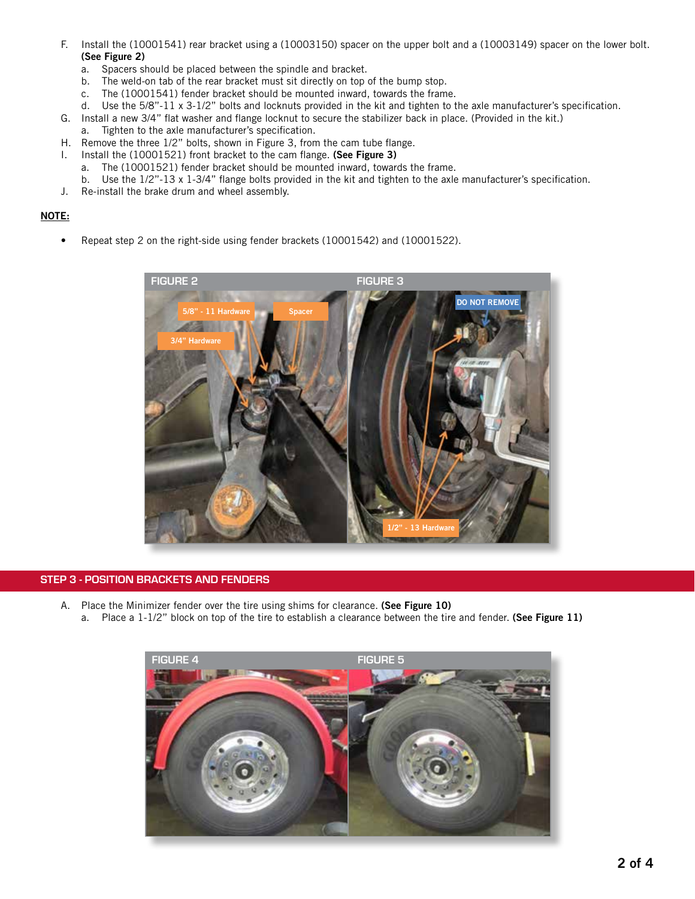F. Install the (10001541) rear bracket using a (10003150) spacer on the upper bolt and a (10003149) spacer on the lower bolt. **(See Figure 2)**
   a. Spacers should be placed between the spindle and bracket.
   b. The weld-on tab of the rear bracket must sit directly on top of the bump stop.
   c. The (10001541) fender bracket should be mounted inward, towards the frame.
   d. Use the 5/8"-11 x 3-1/2" bolts and locknuts provided in the kit and tighten to the axle manufacturer's specification.

G. Install a new 3/4" flat washer and flange locknut to secure the stabilizer back in place. (Provided in the kit.)
   a. Tighten to the axle manufacturer's specification.

H. Remove the three 1/2" bolts, shown in Figure 3, from the cam tube flange.

I. Install the (10001521) front bracket to the cam flange. **(See Figure 3)**
   a. The (10001521) fender bracket should be mounted inward, towards the frame.
   b. Use the 1/2"-13 x 1-3/4" flange bolts provided in the kit and tighten to the axle manufacturer's specification.

J. Re-install the brake drum and wheel assembly.

**NOTE:**

- Repeat step 2 on the right-side using fender brackets (10001542) and (10001522).

FIGURE 2

5/8" - 11 Hardware | Spacer | 3/4" Hardware

FIGURE 3

DO NOT REMOVE | 1/2" - 13 Hardware

## STEP 3 - POSITION BRACKETS AND FENDERS

A. Place the Minimizer fender over the tire using shims for clearance. **(See Figure 10)**
   a. Place a 1-1/2" block on top of the tire to establish a clearance between the tire and fender. **(See Figure 11)**

FIGURE 4

FIGURE 5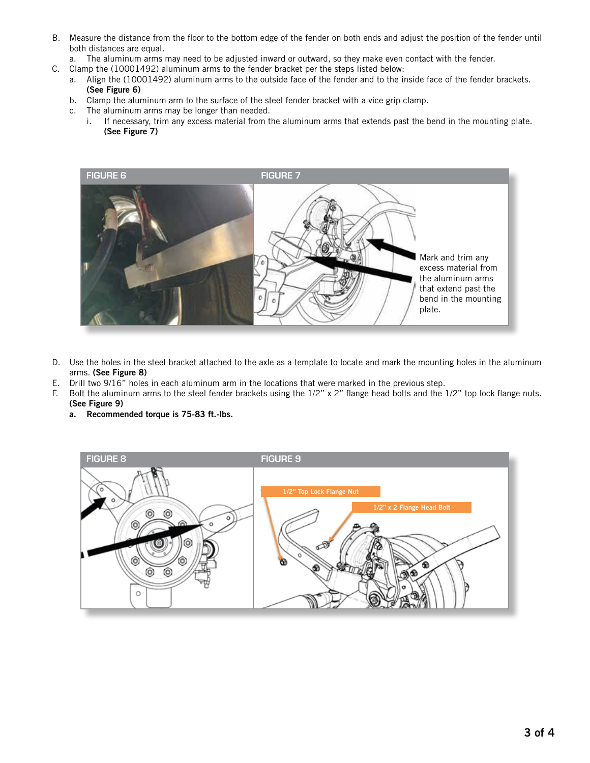B. Measure the distance from the floor to the bottom edge of the fender on both ends and adjust the position of the fender until both distances are equal.
   a. The aluminum arms may need to be adjusted inward or outward, so they make even contact with the fender.

C. Clamp the (10001492) aluminum arms to the fender bracket per the steps listed below:
   a. Align the (10001492) aluminum arms to the outside face of the fender and to the inside face of the fender brackets. **(See Figure 6)**
   b. Clamp the aluminum arm to the surface of the steel fender bracket with a vice grip clamp.
   c. The aluminum arms may be longer than needed.
      i. If necessary, trim any excess material from the aluminum arms that extends past the bend in the mounting plate. **(See Figure 7)**

FIGURE 6

FIGURE 7

Mark and trim any excess material from the aluminum arms that extend past the bend in the mounting plate.

D. Use the holes in the steel bracket attached to the axle as a template to locate and mark the mounting holes in the aluminum arms. **(See Figure 8)**

E. Drill two 9/16" holes in each aluminum arm in the locations that were marked in the previous step.

F. Bolt the aluminum arms to the steel fender brackets using the 1/2" x 2" flange head bolts and the 1/2" top lock flange nuts. **(See Figure 9)**
   **a. Recommended torque is 75-83 ft.-lbs.**

FIGURE 8

FIGURE 9

1/2" Top Lock Flange Nut

1/2" x 2 Flange Head Bolt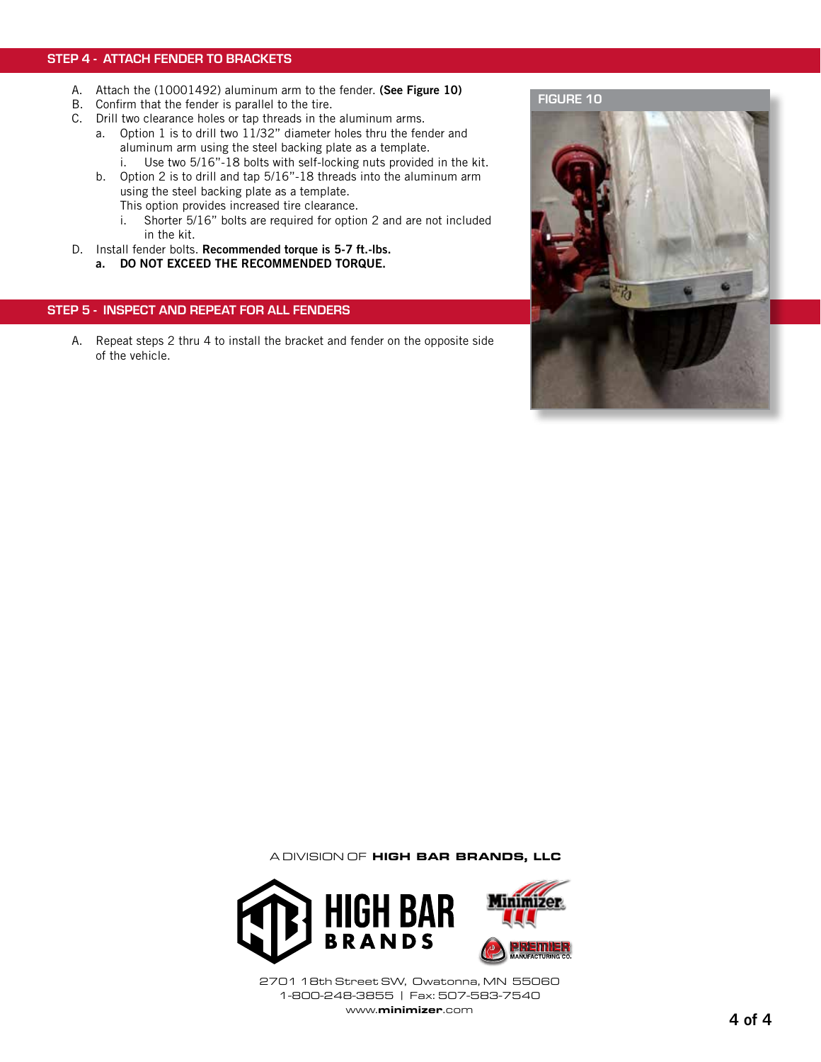## STEP 4 - ATTACH FENDER TO BRACKETS

A. Attach the (10001492) aluminum arm to the fender. **(See Figure 10)**

B. Confirm that the fender is parallel to the tire.

C. Drill two clearance holes or tap threads in the aluminum arms.

   a. Option 1 is to drill two 11/32" diameter holes thru the fender and aluminum arm using the steel backing plate as a template.

      i. Use two 5/16"-18 bolts with self-locking nuts provided in the kit.

   b. Option 2 is to drill and tap 5/16"-18 threads into the aluminum arm using the steel backing plate as a template.
   This option provides increased tire clearance.

      i. Shorter 5/16" bolts are required for option 2 and are not included in the kit.

D. Install fender bolts. **Recommended torque is 5-7 ft.-lbs.**

   **a. DO NOT EXCEED THE RECOMMENDED TORQUE.**

FIGURE 10

## STEP 5 - INSPECT AND REPEAT FOR ALL FENDERS

A. Repeat steps 2 thru 4 to install the bracket and fender on the opposite side of the vehicle.

A DIVISION OF **HIGH BAR BRANDS, LLC**

HIGH BAR BRANDS

Minimizer

PREMIER MANUFACTURING CO.

2701 18th Street SW, Owatonna, MN 55060
1-800-248-3855 | Fax: 507-583-7540
www.**minimizer**.com